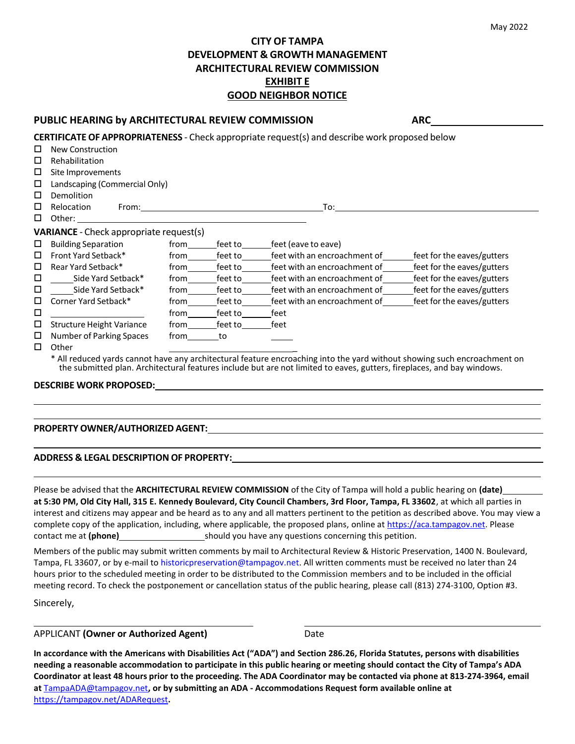May 2022

# CITY OF TAMPA
## DEVELOPMENT & GROWTH MANAGEMENT
## ARCHITECTURAL REVIEW COMMISSION
## EXHIBIT E
## GOOD NEIGHBOR NOTICE

**PUBLIC HEARING by ARCHITECTURAL REVIEW COMMISSION** **ARC**\_\_\_\_\_\_\_\_\_\_\_\_\_\_\_\_\_\_\_\_

**CERTIFICATE OF APPROPRIATENESS** - Check appropriate request(s) and describe work proposed below

- ☐ New Construction
- ☐ Rehabilitation
- ☐ Site Improvements
- ☐ Landscaping (Commercial Only)
- ☐ Demolition
- ☐ Relocation From:\_\_\_\_\_\_\_\_\_\_\_\_\_\_\_\_\_\_\_\_\_\_\_\_\_\_\_\_\_\_\_\_\_\_\_\_ To:\_\_\_\_\_\_\_\_\_\_\_\_\_\_\_\_\_\_\_\_\_\_\_\_\_\_\_\_\_\_\_\_\_\_\_\_
- ☐ Other: \_\_\_\_\_\_\_\_\_\_\_\_\_\_\_\_\_\_\_\_\_\_\_\_\_\_\_\_\_\_\_\_\_\_\_\_\_\_\_\_\_\_\_\_

**VARIANCE** - Check appropriate request(s)

- ☐ Building Separation from\_\_\_\_\_\_feet to\_\_\_\_\_\_feet (eave to eave)
- ☐ Front Yard Setback* from\_\_\_\_\_\_feet to\_\_\_\_\_\_feet with an encroachment of\_\_\_\_\_\_feet for the eaves/gutters
- ☐ Rear Yard Setback* from\_\_\_\_\_\_feet to\_\_\_\_\_\_feet with an encroachment of\_\_\_\_\_\_feet for the eaves/gutters
- ☐ \_\_\_\_\_Side Yard Setback* from\_\_\_\_\_\_feet to\_\_\_\_\_\_feet with an encroachment of\_\_\_\_\_\_feet for the eaves/gutters
- ☐ \_\_\_\_\_Side Yard Setback* from\_\_\_\_\_\_feet to\_\_\_\_\_\_feet with an encroachment of\_\_\_\_\_\_feet for the eaves/gutters
- ☐ Corner Yard Setback* from\_\_\_\_\_\_feet to\_\_\_\_\_\_feet with an encroachment of\_\_\_\_\_\_feet for the eaves/gutters
- ☐ \_\_\_\_\_\_\_\_\_\_\_\_\_\_\_\_\_\_\_\_ from\_\_\_\_\_\_feet to\_\_\_\_\_\_feet
- ☐ Structure Height Variance from\_\_\_\_\_\_feet to\_\_\_\_\_\_feet
- ☐ Number of Parking Spaces from\_\_\_\_\_\_to \_\_\_\_\_\_
- ☐ Other \_\_\_\_\_\_\_\_\_\_\_\_\_\_\_\_\_\_\_\_\_\_\_\_\_\_\_\_\_\_\_\_\_\_\_\_\_\_\_\_\_\_\_\_

\* All reduced yards cannot have any architectural feature encroaching into the yard without showing such encroachment on the submitted plan. Architectural features include but are not limited to eaves, gutters, fireplaces, and bay windows.

**DESCRIBE WORK PROPOSED:**\_\_\_\_\_\_\_\_\_\_\_\_\_\_\_\_\_\_\_\_\_\_\_\_\_\_\_\_\_\_\_\_\_\_\_\_\_\_\_\_\_\_\_\_\_\_\_\_\_\_\_\_\_\_\_\_\_\_\_\_

\_\_\_\_\_\_\_\_\_\_\_\_\_\_\_\_\_\_\_\_\_\_\_\_\_\_\_\_\_\_\_\_\_\_\_\_\_\_\_\_\_\_\_\_\_\_\_\_\_\_\_\_\_\_\_\_\_\_\_\_\_\_\_\_\_\_\_\_\_\_\_\_\_\_\_\_\_\_\_\_

\_\_\_\_\_\_\_\_\_\_\_\_\_\_\_\_\_\_\_\_\_\_\_\_\_\_\_\_\_\_\_\_\_\_\_\_\_\_\_\_\_\_\_\_\_\_\_\_\_\_\_\_\_\_\_\_\_\_\_\_\_\_\_\_\_\_\_\_\_\_\_\_\_\_\_\_\_\_\_\_

**PROPERTY OWNER/AUTHORIZED AGENT:**\_\_\_\_\_\_\_\_\_\_\_\_\_\_\_\_\_\_\_\_\_\_\_\_\_\_\_\_\_\_\_\_\_\_\_\_\_\_\_\_\_\_\_\_\_\_\_\_\_\_

\_\_\_\_\_\_\_\_\_\_\_\_\_\_\_\_\_\_\_\_\_\_\_\_\_\_\_\_\_\_\_\_\_\_\_\_\_\_\_\_\_\_\_\_\_\_\_\_\_\_\_\_\_\_\_\_\_\_\_\_\_\_\_\_\_\_\_\_\_\_\_\_\_\_\_\_\_\_\_\_

**ADDRESS & LEGAL DESCRIPTION OF PROPERTY:**\_\_\_\_\_\_\_\_\_\_\_\_\_\_\_\_\_\_\_\_\_\_\_\_\_\_\_\_\_\_\_\_\_\_\_\_\_\_\_\_\_\_\_\_

\_\_\_\_\_\_\_\_\_\_\_\_\_\_\_\_\_\_\_\_\_\_\_\_\_\_\_\_\_\_\_\_\_\_\_\_\_\_\_\_\_\_\_\_\_\_\_\_\_\_\_\_\_\_\_\_\_\_\_\_\_\_\_\_\_\_\_\_\_\_\_\_\_\_\_\_\_\_\_\_

Please be advised that the **ARCHITECTURAL REVIEW COMMISSION** of the City of Tampa will hold a public hearing on **(date)**\_\_\_\_\_\_\_\_ **at 5:30 PM, Old City Hall, 315 E. Kennedy Boulevard, City Council Chambers, 3rd Floor, Tampa, FL 33602**, at which all parties in interest and citizens may appear and be heard as to any and all matters pertinent to the petition as described above. You may view a complete copy of the application, including, where applicable, the proposed plans, online at https://aca.tampagov.net. Please contact me at **(phone)**\_\_\_\_\_\_\_\_\_\_\_\_\_\_\_\_\_\_\_\_should you have any questions concerning this petition.

Members of the public may submit written comments by mail to Architectural Review & Historic Preservation, 1400 N. Boulevard, Tampa, FL 33607, or by e-mail to historicpreservation@tampagov.net. All written comments must be received no later than 24 hours prior to the scheduled meeting in order to be distributed to the Commission members and to be included in the official meeting record. To check the postponement or cancellation status of the public hearing, please call (813) 274-3100, Option #3.

Sincerely,

\_\_\_\_\_\_\_\_\_\_\_\_\_\_\_\_\_\_\_\_\_\_\_\_\_\_\_\_\_\_\_\_\_\_\_\_\_\_\_\_ \_\_\_\_\_\_\_\_\_\_\_\_\_\_\_\_\_\_\_\_\_\_\_\_\_\_\_\_\_\_\_\_\_\_\_\_\_\_\_\_

APPLICANT **(Owner or Authorized Agent)** Date

**In accordance with the Americans with Disabilities Act ("ADA") and Section 286.26, Florida Statutes, persons with disabilities needing a reasonable accommodation to participate in this public hearing or meeting should contact the City of Tampa's ADA Coordinator at least 48 hours prior to the proceeding. The ADA Coordinator may be contacted via phone at 813-274-3964, email at** TampaADA@tampagov.net**, or by submitting an ADA - Accommodations Request form available online at** https://tampagov.net/ADARequest**.**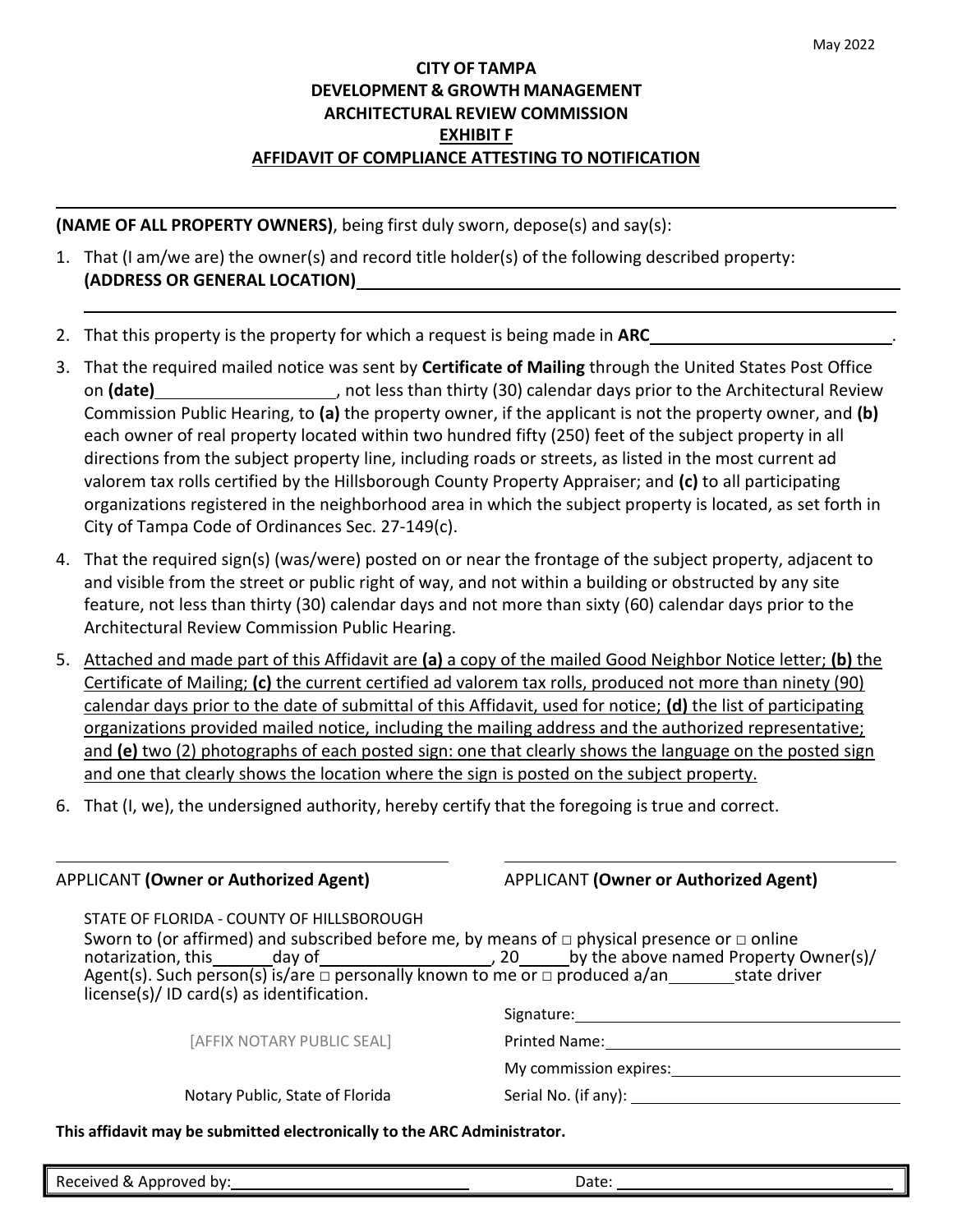May 2022

**CITY OF TAMPA**
**DEVELOPMENT & GROWTH MANAGEMENT**
**ARCHITECTURAL REVIEW COMMISSION**
**EXHIBIT F**
**AFFIDAVIT OF COMPLIANCE ATTESTING TO NOTIFICATION**

______________________________________________

**(NAME OF ALL PROPERTY OWNERS)**, being first duly sworn, depose(s) and say(s):

1. That (I am/we are) the owner(s) and record title holder(s) of the following described property: **(ADDRESS OR GENERAL LOCATION)**______________________________________________
______________________________________________
2. That this property is the property for which a request is being made in **ARC**__________________.
3. That the required mailed notice was sent by **Certificate of Mailing** through the United States Post Office on **(date)**__________________, not less than thirty (30) calendar days prior to the Architectural Review Commission Public Hearing, to **(a)** the property owner, if the applicant is not the property owner, and **(b)** each owner of real property located within two hundred fifty (250) feet of the subject property in all directions from the subject property line, including roads or streets, as listed in the most current ad valorem tax rolls certified by the Hillsborough County Property Appraiser; and **(c)** to all participating organizations registered in the neighborhood area in which the subject property is located, as set forth in City of Tampa Code of Ordinances Sec. 27-149(c).
4. That the required sign(s) (was/were) posted on or near the frontage of the subject property, adjacent to and visible from the street or public right of way, and not within a building or obstructed by any site feature, not less than thirty (30) calendar days and not more than sixty (60) calendar days prior to the Architectural Review Commission Public Hearing.
5. <u>Attached and made part of this Affidavit are **(a)** a copy of the mailed Good Neighbor Notice letter; **(b)** the Certificate of Mailing; **(c)** the current certified ad valorem tax rolls, produced not more than ninety (90) calendar days prior to the date of submittal of this Affidavit, used for notice; **(d)** the list of participating organizations provided mailed notice, including the mailing address and the authorized representative; and **(e)** two (2) photographs of each posted sign: one that clearly shows the language on the posted sign and one that clearly shows the location where the sign is posted on the subject property.</u>
6. That (I, we), the undersigned authority, hereby certify that the foregoing is true and correct.

______________________________ ______________________________
APPLICANT **(Owner or Authorized Agent)** APPLICANT **(Owner or Authorized Agent)**

STATE OF FLORIDA - COUNTY OF HILLSBOROUGH
Sworn to (or affirmed) and subscribed before me, by means of □ physical presence or □ online notarization, this______day of__________________, 20_____by the above named Property Owner(s)/ Agent(s). Such person(s) is/are □ personally known to me or □ produced a/an_______state driver license(s)/ ID card(s) as identification.

Signature:______________________________

[AFFIX NOTARY PUBLIC SEAL] Printed Name:______________________________

My commission expires:______________________________

Notary Public, State of Florida Serial No. (if any):______________________________

**This affidavit may be submitted electronically to the ARC Administrator.**

| | |
|---|---|
| Received & Approved by:______________________ | Date:______________________ |